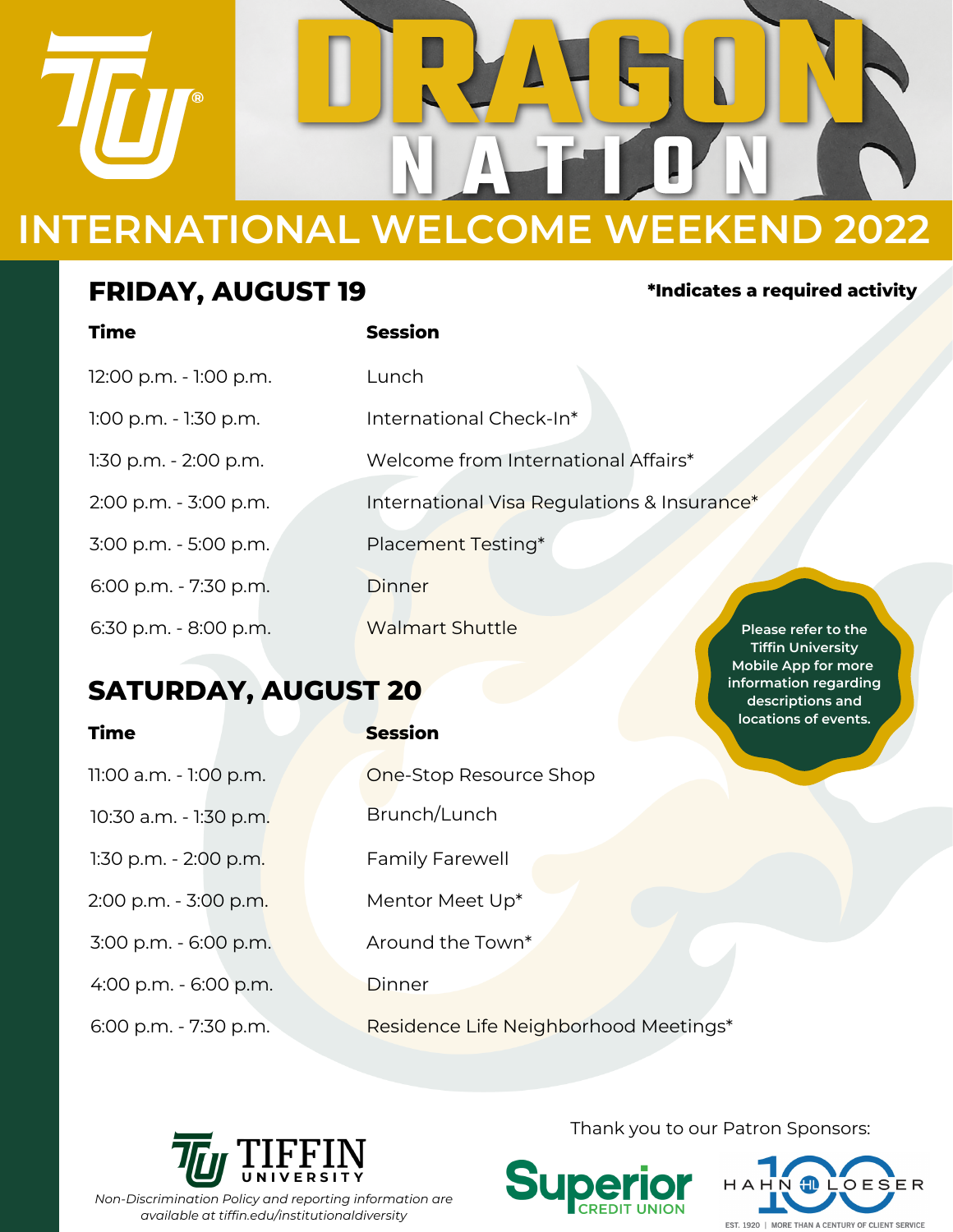# DRAGON NATION

## INTERNATIONAL WELCOME WEEKEND 2022

### FRIDAY, AUGUST 19

**\*Indicates a required activity**

| **Time** | **Session** |
|---|---|
| 12:00 p.m. - 1:00 p.m. | Lunch |
| 1:00 p.m. - 1:30 p.m. | International Check-In* |
| 1:30 p.m. - 2:00 p.m. | Welcome from International Affairs* |
| 2:00 p.m. - 3:00 p.m. | International Visa Regulations & Insurance* |
| 3:00 p.m. - 5:00 p.m. | Placement Testing* |
| 6:00 p.m. - 7:30 p.m. | Dinner |
| 6:30 p.m. - 8:00 p.m. | Walmart Shuttle |

Please refer to the Tiffin University Mobile App for more information regarding descriptions and locations of events.

### SATURDAY, AUGUST 20

| **Time** | **Session** |
|---|---|
| 11:00 a.m. - 1:00 p.m. | One-Stop Resource Shop |
| 10:30 a.m. - 1:30 p.m. | Brunch/Lunch |
| 1:30 p.m. - 2:00 p.m. | Family Farewell |
| 2:00 p.m. - 3:00 p.m. | Mentor Meet Up* |
| 3:00 p.m. - 6:00 p.m. | Around the Town* |
| 4:00 p.m. - 6:00 p.m. | Dinner |
| 6:00 p.m. - 7:30 p.m. | Residence Life Neighborhood Meetings* |

TIFFIN UNIVERSITY

*Non-Discrimination Policy and reporting information are available at tiffin.edu/institutionaldiversity*

Thank you to our Patron Sponsors:

Superior CREDIT UNION

HAHN LOESER 100 — EST. 1920 | MORE THAN A CENTURY OF CLIENT SERVICE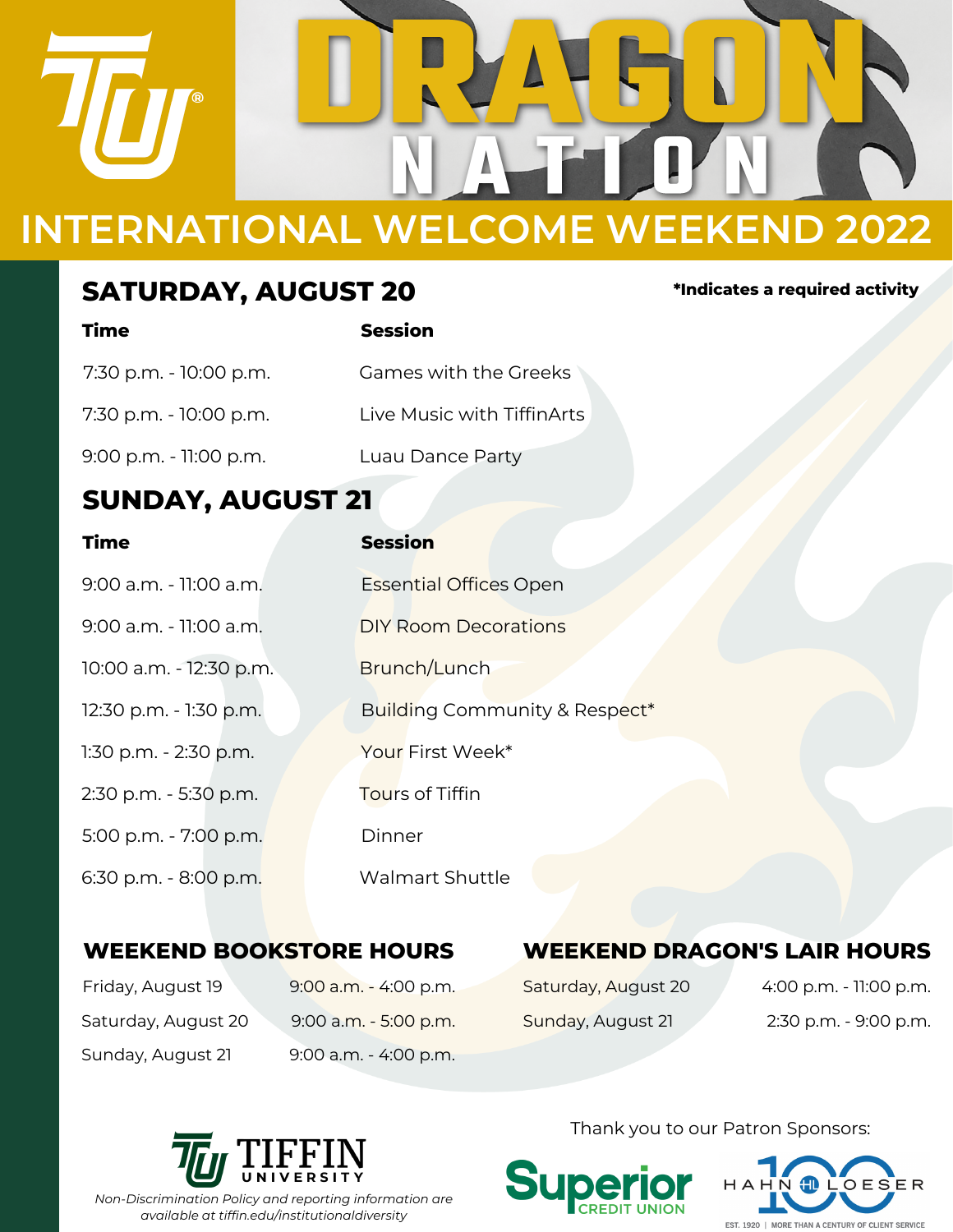# DRAGON NATION

## INTERNATIONAL WELCOME WEEKEND 2022

**\*Indicates a required activity**

## SATURDAY, AUGUST 20

| Time | Session |
|---|---|
| 7:30 p.m. - 10:00 p.m. | Games with the Greeks |
| 7:30 p.m. - 10:00 p.m. | Live Music with TiffinArts |
| 9:00 p.m. - 11:00 p.m. | Luau Dance Party |

## SUNDAY, AUGUST 21

| Time | Session |
|---|---|
| 9:00 a.m. - 11:00 a.m. | Essential Offices Open |
| 9:00 a.m. - 11:00 a.m. | DIY Room Decorations |
| 10:00 a.m. - 12:30 p.m. | Brunch/Lunch |
| 12:30 p.m. - 1:30 p.m. | Building Community & Respect* |
| 1:30 p.m. - 2:30 p.m. | Your First Week* |
| 2:30 p.m. - 5:30 p.m. | Tours of Tiffin |
| 5:00 p.m. - 7:00 p.m. | Dinner |
| 6:30 p.m. - 8:00 p.m. | Walmart Shuttle |

### WEEKEND BOOKSTORE HOURS

| | |
|---|---|
| Friday, August 19 | 9:00 a.m. - 4:00 p.m. |
| Saturday, August 20 | 9:00 a.m. - 5:00 p.m. |
| Sunday, August 21 | 9:00 a.m. - 4:00 p.m. |

### WEEKEND DRAGON'S LAIR HOURS

| | |
|---|---|
| Saturday, August 20 | 4:00 p.m. - 11:00 p.m. |
| Sunday, August 21 | 2:30 p.m. - 9:00 p.m. |

TIFFIN UNIVERSITY

*Non-Discrimination Policy and reporting information are available at tiffin.edu/institutionaldiversity*

Thank you to our Patron Sponsors:

Superior Credit Union

Hahn Loeser — EST. 1920 | MORE THAN A CENTURY OF CLIENT SERVICE